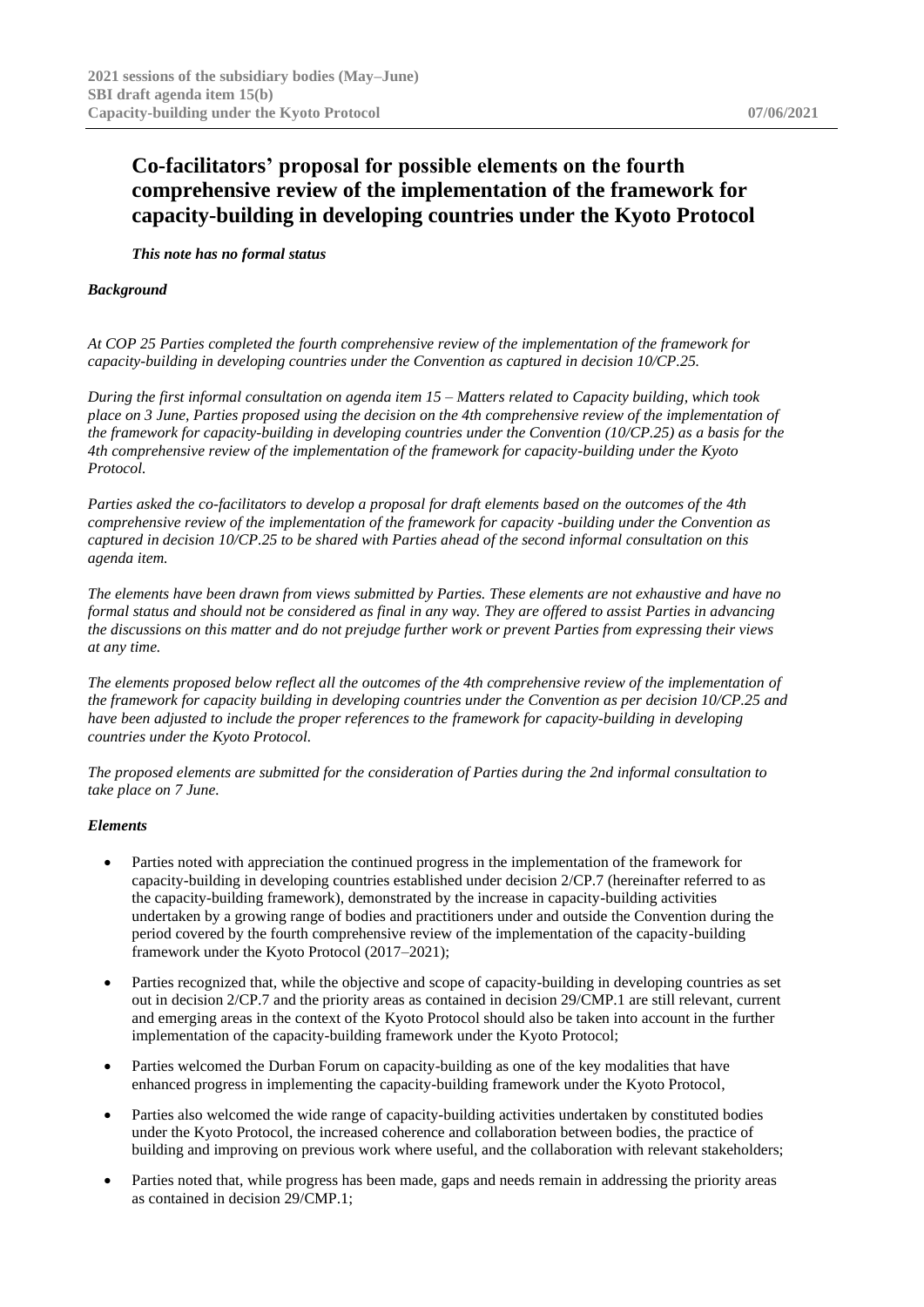# Co-facilitators' proposal for possible elements on the fourth comprehensive review of the implementation of the framework for capacity-building in developing countries under the Kyoto Protocol

***This note has no formal status***

***Background***

*At COP 25 Parties completed the fourth comprehensive review of the implementation of the framework for capacity-building in developing countries under the Convention as captured in decision 10/CP.25.*

*During the first informal consultation on agenda item 15 – Matters related to Capacity building, which took place on 3 June, Parties proposed using the decision on the 4th comprehensive review of the implementation of the framework for capacity-building in developing countries under the Convention (10/CP.25) as a basis for the 4th comprehensive review of the implementation of the framework for capacity-building under the Kyoto Protocol.*

*Parties asked the co-facilitators to develop a proposal for draft elements based on the outcomes of the 4th comprehensive review of the implementation of the framework for capacity -building under the Convention as captured in decision 10/CP.25 to be shared with Parties ahead of the second informal consultation on this agenda item.*

*The elements have been drawn from views submitted by Parties. These elements are not exhaustive and have no formal status and should not be considered as final in any way. They are offered to assist Parties in advancing the discussions on this matter and do not prejudge further work or prevent Parties from expressing their views at any time.*

*The elements proposed below reflect all the outcomes of the 4th comprehensive review of the implementation of the framework for capacity building in developing countries under the Convention as per decision 10/CP.25 and have been adjusted to include the proper references to the framework for capacity-building in developing countries under the Kyoto Protocol.*

*The proposed elements are submitted for the consideration of Parties during the 2nd informal consultation to take place on 7 June.*

***Elements***

- Parties noted with appreciation the continued progress in the implementation of the framework for capacity-building in developing countries established under decision 2/CP.7 (hereinafter referred to as the capacity-building framework), demonstrated by the increase in capacity-building activities undertaken by a growing range of bodies and practitioners under and outside the Convention during the period covered by the fourth comprehensive review of the implementation of the capacity-building framework under the Kyoto Protocol (2017–2021);
- Parties recognized that, while the objective and scope of capacity-building in developing countries as set out in decision 2/CP.7 and the priority areas as contained in decision 29/CMP.1 are still relevant, current and emerging areas in the context of the Kyoto Protocol should also be taken into account in the further implementation of the capacity-building framework under the Kyoto Protocol;
- Parties welcomed the Durban Forum on capacity-building as one of the key modalities that have enhanced progress in implementing the capacity-building framework under the Kyoto Protocol,
- Parties also welcomed the wide range of capacity-building activities undertaken by constituted bodies under the Kyoto Protocol, the increased coherence and collaboration between bodies, the practice of building and improving on previous work where useful, and the collaboration with relevant stakeholders;
- Parties noted that, while progress has been made, gaps and needs remain in addressing the priority areas as contained in decision 29/CMP.1;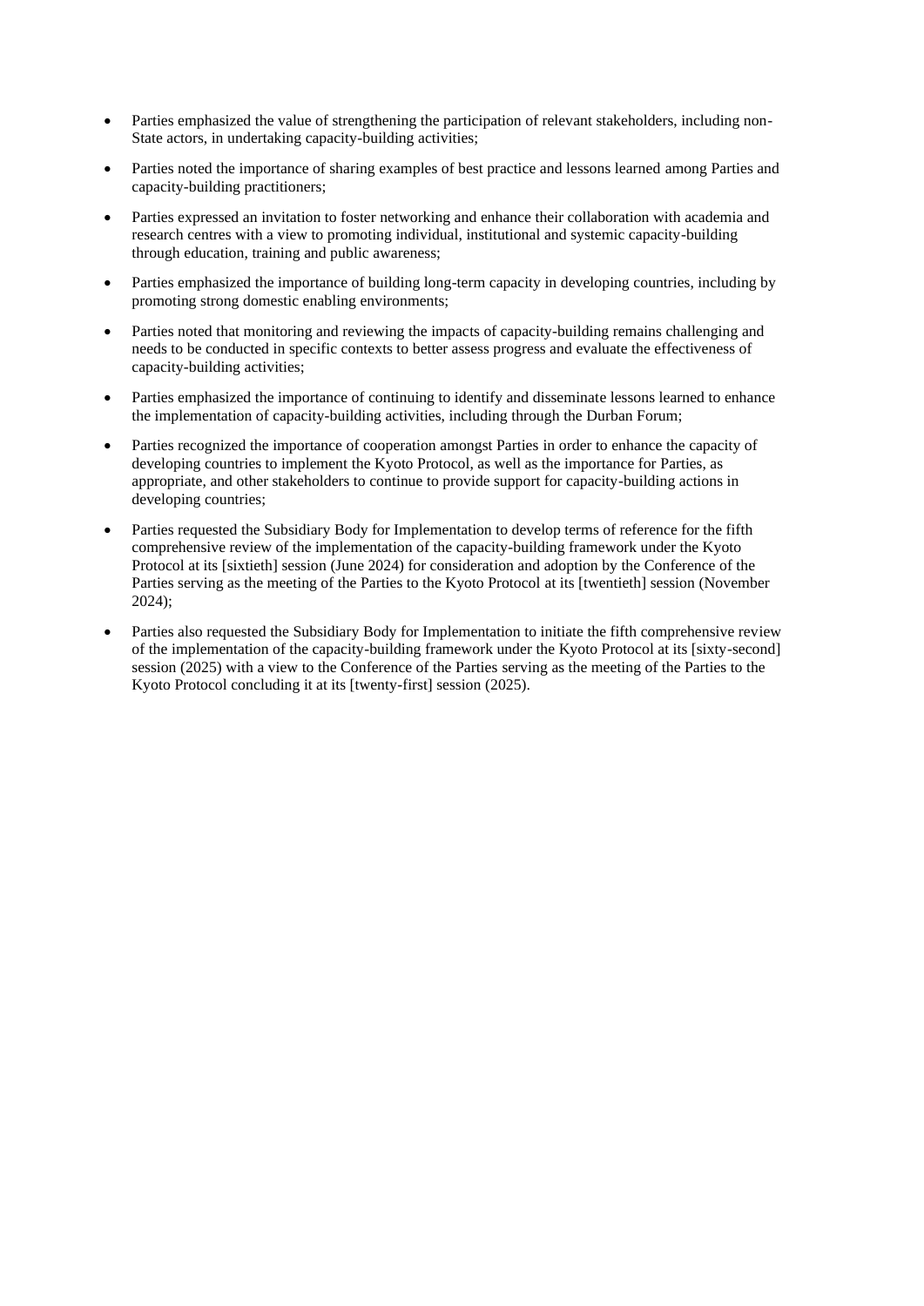- Parties emphasized the value of strengthening the participation of relevant stakeholders, including non-State actors, in undertaking capacity-building activities;
- Parties noted the importance of sharing examples of best practice and lessons learned among Parties and capacity-building practitioners;
- Parties expressed an invitation to foster networking and enhance their collaboration with academia and research centres with a view to promoting individual, institutional and systemic capacity-building through education, training and public awareness;
- Parties emphasized the importance of building long-term capacity in developing countries, including by promoting strong domestic enabling environments;
- Parties noted that monitoring and reviewing the impacts of capacity-building remains challenging and needs to be conducted in specific contexts to better assess progress and evaluate the effectiveness of capacity-building activities;
- Parties emphasized the importance of continuing to identify and disseminate lessons learned to enhance the implementation of capacity-building activities, including through the Durban Forum;
- Parties recognized the importance of cooperation amongst Parties in order to enhance the capacity of developing countries to implement the Kyoto Protocol, as well as the importance for Parties, as appropriate, and other stakeholders to continue to provide support for capacity-building actions in developing countries;
- Parties requested the Subsidiary Body for Implementation to develop terms of reference for the fifth comprehensive review of the implementation of the capacity-building framework under the Kyoto Protocol at its [sixtieth] session (June 2024) for consideration and adoption by the Conference of the Parties serving as the meeting of the Parties to the Kyoto Protocol at its [twentieth] session (November 2024);
- Parties also requested the Subsidiary Body for Implementation to initiate the fifth comprehensive review of the implementation of the capacity-building framework under the Kyoto Protocol at its [sixty-second] session (2025) with a view to the Conference of the Parties serving as the meeting of the Parties to the Kyoto Protocol concluding it at its [twenty-first] session (2025).